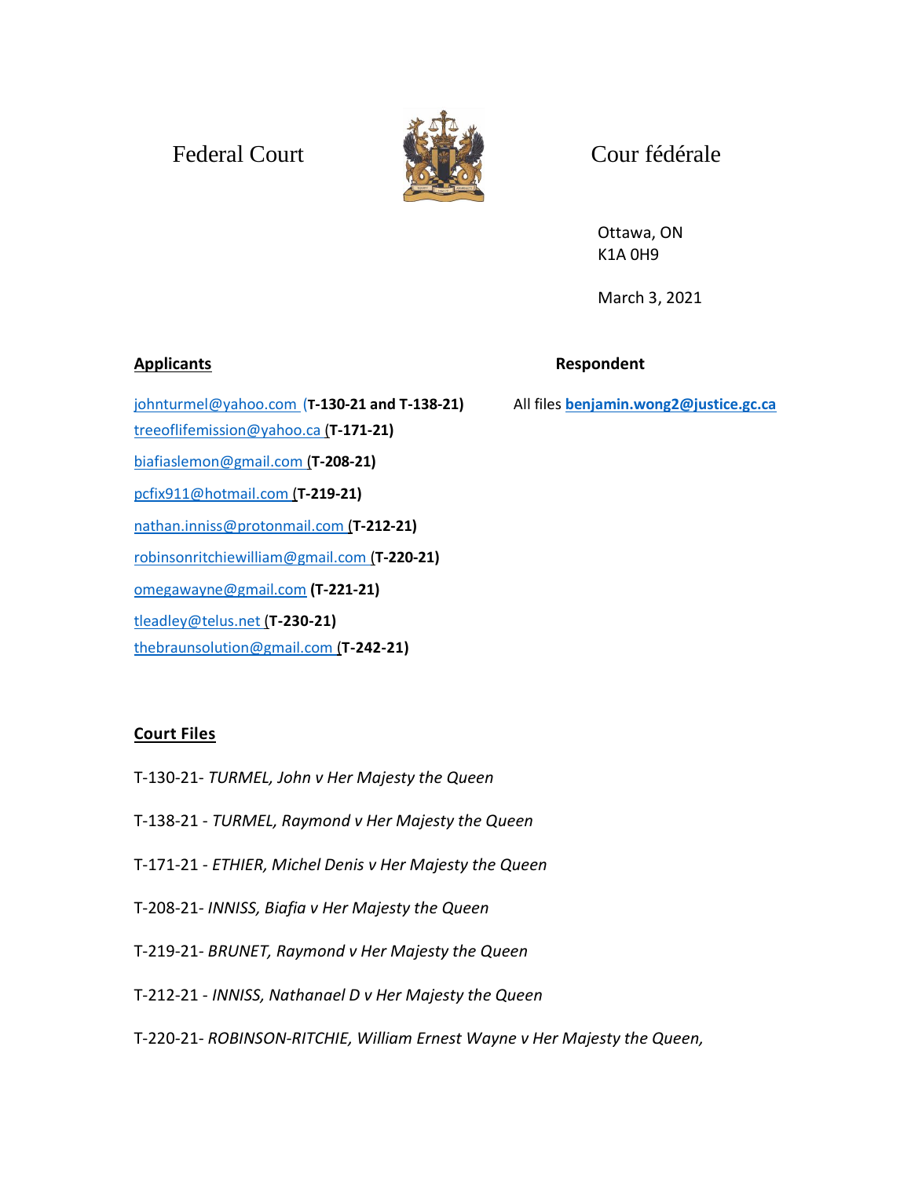Federal Court | Cour fédérale

Ottawa, ON
K1A 0H9

March 3, 2021

**Applicants**

johnturmel@yahoo.com (**T-130-21 and T-138-21)**
treeoflifemission@yahoo.ca (**T-171-21)**
biafiaslemon@gmail.com (**T-208-21)**
pcfix911@hotmail.com (**T-219-21)**
nathan.inniss@protonmail.com (**T-212-21)**
robinsonritchiewilliam@gmail.com (**T-220-21)**
omegawayne@gmail.com **(T-221-21)**
tleadley@telus.net (**T-230-21)**
thebraunsolution@gmail.com (**T-242-21)**

**Respondent**

All files **benjamin.wong2@justice.gc.ca**

**Court Files**

T-130-21- *TURMEL, John v Her Majesty the Queen*

T-138-21 - *TURMEL, Raymond v Her Majesty the Queen*

T-171-21 - *ETHIER, Michel Denis v Her Majesty the Queen*

T-208-21- *INNISS, Biafia v Her Majesty the Queen*

T-219-21- *BRUNET, Raymond v Her Majesty the Queen*

T-212-21 - *INNISS, Nathanael D v Her Majesty the Queen*

T-220-21- *ROBINSON-RITCHIE, William Ernest Wayne v Her Majesty the Queen,*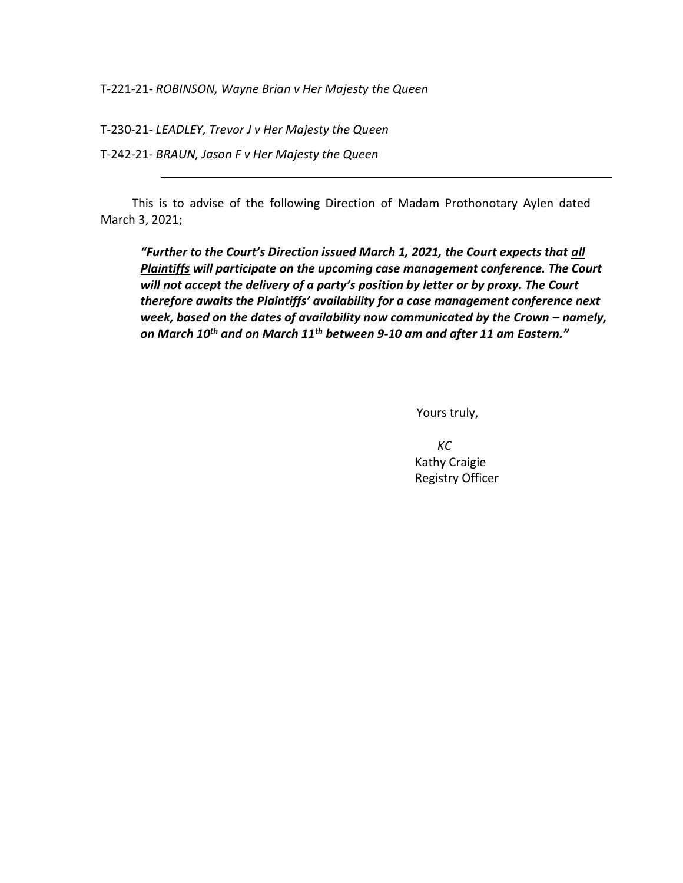T-221-21- *ROBINSON, Wayne Brian v Her Majesty the Queen*

T-230-21- *LEADLEY, Trevor J v Her Majesty the Queen*

T-242-21- *BRAUN, Jason F v Her Majesty the Queen*

---

This is to advise of the following Direction of Madam Prothonotary Aylen dated March 3, 2021;

> ***"Further to the Court's Direction issued March 1, 2021, the Court expects that <u>all Plaintiffs</u> will participate on the upcoming case management conference. The Court will not accept the delivery of a party's position by letter or by proxy. The Court therefore awaits the Plaintiffs' availability for a case management conference next week, based on the dates of availability now communicated by the Crown – namely, on March 10th and on March 11th between 9-10 am and after 11 am Eastern."***

Yours truly,

*KC*
Kathy Craigie
Registry Officer